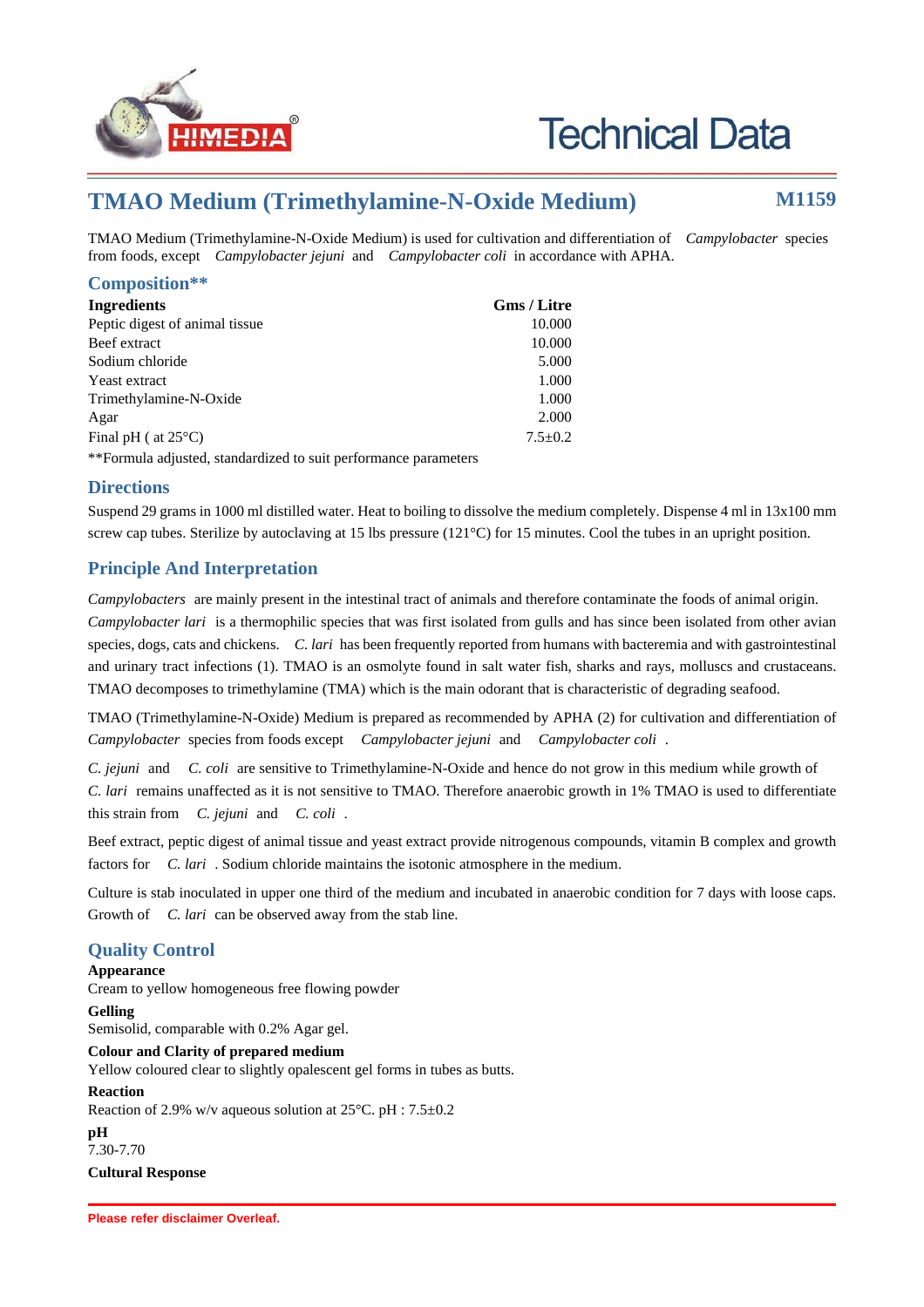# Technical Data

## TMAO Medium (Trimethylamine-N-Oxide Medium) M1159

TMAO Medium (Trimethylamine-N-Oxide Medium) is used for cultivation and differentiation of *Campylobacter* species from foods, except *Campylobacter jejuni* and *Campylobacter coli* in accordance with APHA.

## Composition**

| Ingredients | Gms / Litre |
|---|---|
| Peptic digest of animal tissue | 10.000 |
| Beef extract | 10.000 |
| Sodium chloride | 5.000 |
| Yeast extract | 1.000 |
| Trimethylamine-N-Oxide | 1.000 |
| Agar | 2.000 |
| Final pH ( at 25°C) | 7.5±0.2 |

**Formula adjusted, standardized to suit performance parameters

## Directions

Suspend 29 grams in 1000 ml distilled water. Heat to boiling to dissolve the medium completely. Dispense 4 ml in 13x100 mm screw cap tubes. Sterilize by autoclaving at 15 lbs pressure (121°C) for 15 minutes. Cool the tubes in an upright position.

## Principle And Interpretation

*Campylobacters* are mainly present in the intestinal tract of animals and therefore contaminate the foods of animal origin. *Campylobacter lari* is a thermophilic species that was first isolated from gulls and has since been isolated from other avian species, dogs, cats and chickens. *C. lari* has been frequently reported from humans with bacteremia and with gastrointestinal and urinary tract infections (1). TMAO is an osmolyte found in salt water fish, sharks and rays, molluscs and crustaceans. TMAO decomposes to trimethylamine (TMA) which is the main odorant that is characteristic of degrading seafood.

TMAO (Trimethylamine-N-Oxide) Medium is prepared as recommended by APHA (2) for cultivation and differentiation of *Campylobacter* species from foods except *Campylobacter jejuni* and *Campylobacter coli* .

*C. jejuni* and *C. coli* are sensitive to Trimethylamine-N-Oxide and hence do not grow in this medium while growth of *C. lari* remains unaffected as it is not sensitive to TMAO. Therefore anaerobic growth in 1% TMAO is used to differentiate this strain from *C. jejuni* and *C. coli* .

Beef extract, peptic digest of animal tissue and yeast extract provide nitrogenous compounds, vitamin B complex and growth factors for *C. lari* . Sodium chloride maintains the isotonic atmosphere in the medium.

Culture is stab inoculated in upper one third of the medium and incubated in anaerobic condition for 7 days with loose caps. Growth of *C. lari* can be observed away from the stab line.

## Quality Control

**Appearance**
Cream to yellow homogeneous free flowing powder

**Gelling**
Semisolid, comparable with 0.2% Agar gel.

**Colour and Clarity of prepared medium**
Yellow coloured clear to slightly opalescent gel forms in tubes as butts.

**Reaction**
Reaction of 2.9% w/v aqueous solution at 25°C. pH : 7.5±0.2

**pH**
7.30-7.70

**Cultural Response**

Please refer disclaimer Overleaf.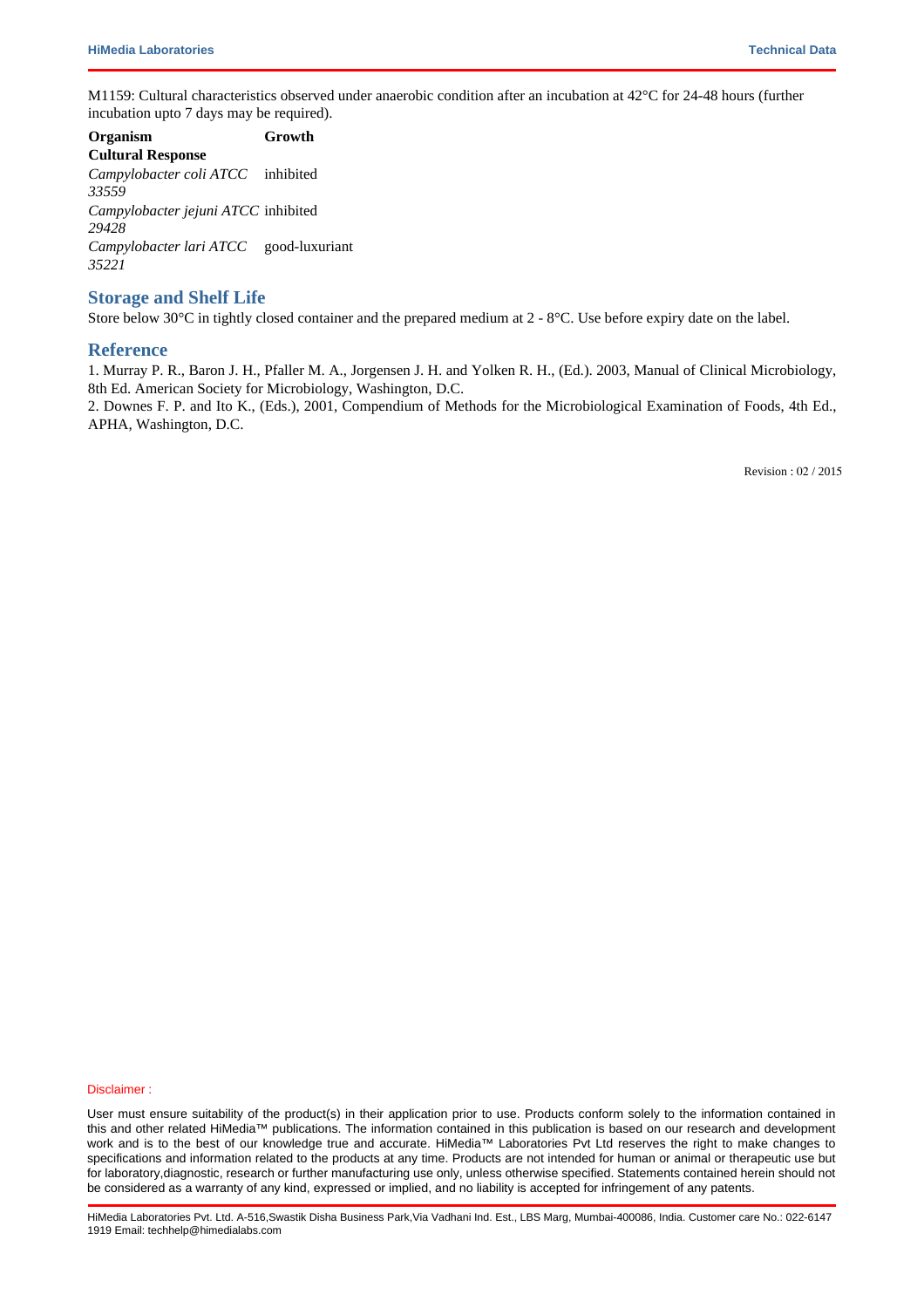M1159: Cultural characteristics observed under anaerobic condition after an incubation at 42°C for 24-48 hours (further incubation upto 7 days may be required).

| Organism | Growth |
| --- | --- |
| **Cultural Response** | |
| *Campylobacter coli ATCC 33559* | inhibited |
| *Campylobacter jejuni ATCC 29428* | inhibited |
| *Campylobacter lari ATCC 35221* | good-luxuriant |

## Storage and Shelf Life

Store below 30°C in tightly closed container and the prepared medium at 2 - 8°C. Use before expiry date on the label.

## Reference

1. Murray P. R., Baron J. H., Pfaller M. A., Jorgensen J. H. and Yolken R. H., (Ed.). 2003, Manual of Clinical Microbiology, 8th Ed. American Society for Microbiology, Washington, D.C.
2. Downes F. P. and Ito K., (Eds.), 2001, Compendium of Methods for the Microbiological Examination of Foods, 4th Ed., APHA, Washington, D.C.

Revision : 02 / 2015

Disclaimer :

User must ensure suitability of the product(s) in their application prior to use. Products conform solely to the information contained in this and other related HiMedia™ publications. The information contained in this publication is based on our research and development work and is to the best of our knowledge true and accurate. HiMedia™ Laboratories Pvt Ltd reserves the right to make changes to specifications and information related to the products at any time. Products are not intended for human or animal or therapeutic use but for laboratory,diagnostic, research or further manufacturing use only, unless otherwise specified. Statements contained herein should not be considered as a warranty of any kind, expressed or implied, and no liability is accepted for infringement of any patents.

HiMedia Laboratories Pvt. Ltd. A-516,Swastik Disha Business Park,Via Vadhani Ind. Est., LBS Marg, Mumbai-400086, India. Customer care No.: 022-6147 1919 Email: techhelp@himedialabs.com